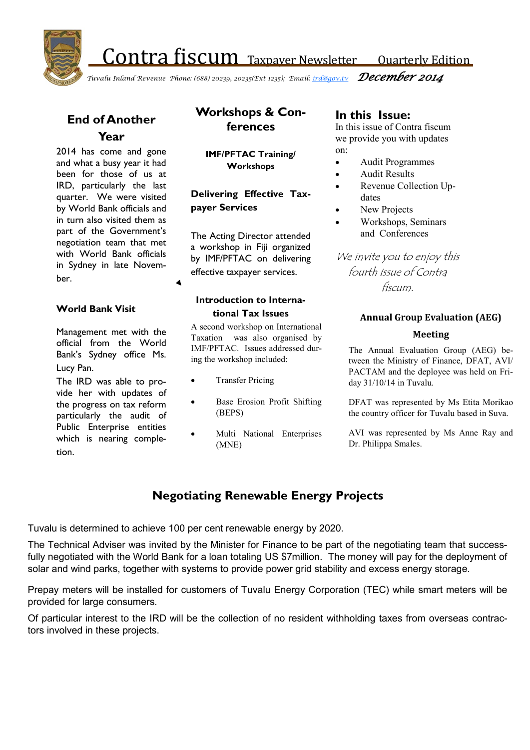# Contra fiscum Taxpayer Newsletter Quarterly Edition

*Tuvalu Inland Revenue Phone: (688) 20239, 20235(Ext 1235); Email: ird@gov.tv* ***December 2014***

## End of Another Year

2014 has come and gone and what a busy year it had been for those of us at IRD, particularly the last quarter. We were visited by World Bank officials and in turn also visited them as part of the Government's negotiation team that met with World Bank officials in Sydney in late November.

### World Bank Visit

Management met with the official from the World Bank's Sydney office Ms. Lucy Pan.

The IRD was able to provide her with updates of the progress on tax reform particularly the audit of Public Enterprise entities which is nearing completion.

## Workshops & Conferences

**IMF/PFTAC Training/ Workshops**

### Delivering Effective Taxpayer Services

The Acting Director attended a workshop in Fiji organized by IMF/PFTAC on delivering effective taxpayer services.

### Introduction to International Tax Issues

A second workshop on International Taxation was also organised by IMF/PFTAC. Issues addressed during the workshop included:

- Transfer Pricing
- Base Erosion Profit Shifting (BEPS)
- Multi National Enterprises (MNE)

## In this Issue:

In this issue of Contra fiscum we provide you with updates on:

- Audit Programmes
- Audit Results
- Revenue Collection Updates
- New Projects
- Workshops, Seminars and Conferences

*We invite you to enjoy this fourth issue of Contra fiscum.*

### Annual Group Evaluation (AEG) Meeting

The Annual Evaluation Group (AEG) between the Ministry of Finance, DFAT, AVI/PACTAM and the deployee was held on Friday 31/10/14 in Tuvalu.

DFAT was represented by Ms Etita Morikao the country officer for Tuvalu based in Suva.

AVI was represented by Ms Anne Ray and Dr. Philippa Smales.

## Negotiating Renewable Energy Projects

Tuvalu is determined to achieve 100 per cent renewable energy by 2020.

The Technical Adviser was invited by the Minister for Finance to be part of the negotiating team that successfully negotiated with the World Bank for a loan totaling US $7million. The money will pay for the deployment of solar and wind parks, together with systems to provide power grid stability and excess energy storage.

Prepay meters will be installed for customers of Tuvalu Energy Corporation (TEC) while smart meters will be provided for large consumers.

Of particular interest to the IRD will be the collection of no resident withholding taxes from overseas contractors involved in these projects.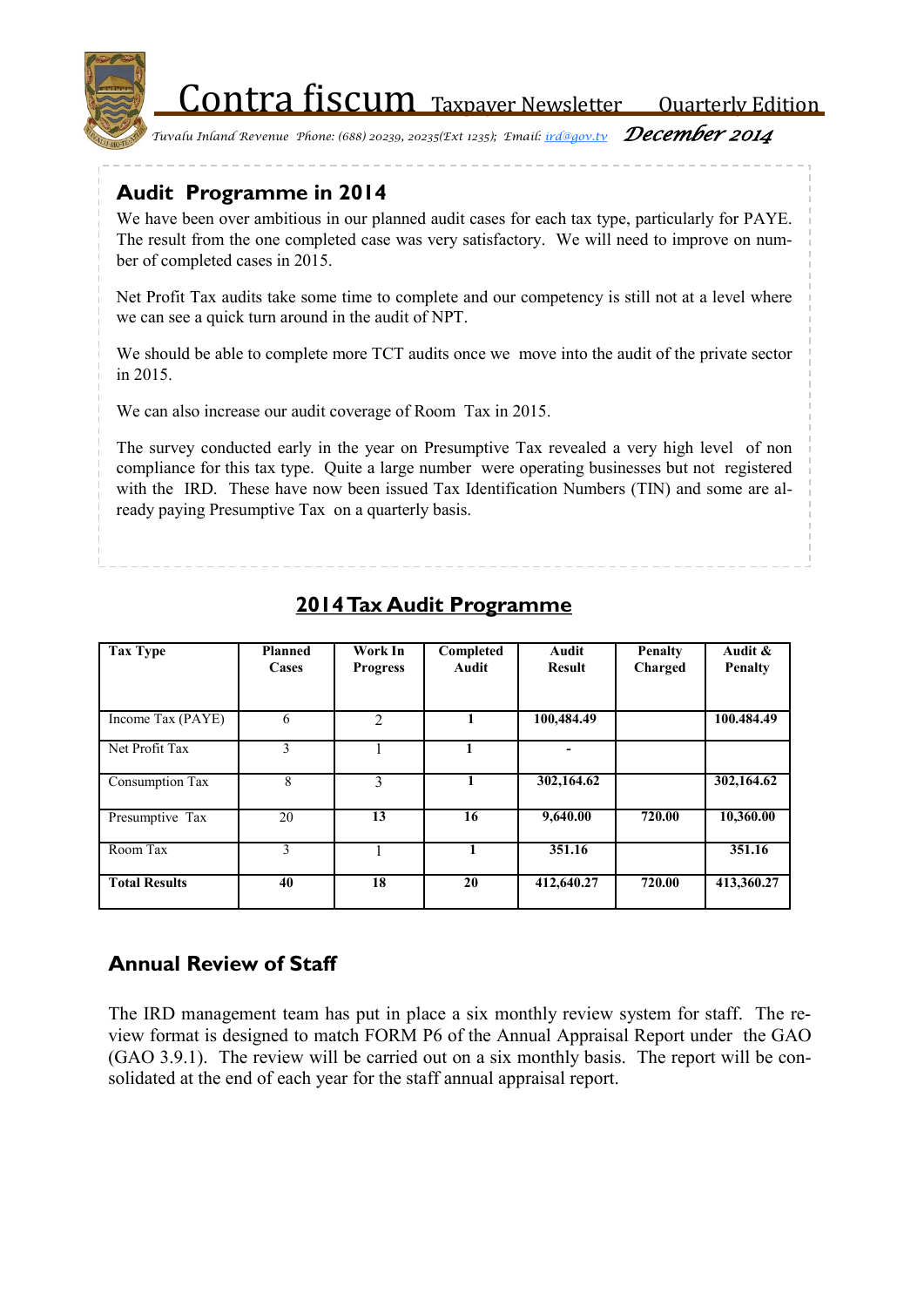## Audit Programme in 2014

We have been over ambitious in our planned audit cases for each tax type, particularly for PAYE. The result from the one completed case was very satisfactory. We will need to improve on number of completed cases in 2015.

Net Profit Tax audits take some time to complete and our competency is still not at a level where we can see a quick turn around in the audit of NPT.

We should be able to complete more TCT audits once we move into the audit of the private sector in 2015.

We can also increase our audit coverage of Room Tax in 2015.

The survey conducted early in the year on Presumptive Tax revealed a very high level of non compliance for this tax type. Quite a large number were operating businesses but not registered with the IRD. These have now been issued Tax Identification Numbers (TIN) and some are already paying Presumptive Tax on a quarterly basis.

## 2014 Tax Audit Programme

| Tax Type | Planned Cases | Work In Progress | Completed Audit | Audit Result | Penalty Charged | Audit & Penalty |
|---|---|---|---|---|---|---|
| Income Tax (PAYE) | 6 | 2 | **1** | **100,484.49** | | **100.484.49** |
| Net Profit Tax | 3 | 1 | **1** | **-** | | |
| Consumption Tax | 8 | 3 | **1** | **302,164.62** | | **302,164.62** |
| Presumptive Tax | 20 | **13** | **16** | **9,640.00** | **720.00** | **10,360.00** |
| Room Tax | 3 | 1 | **1** | **351.16** | | **351.16** |
| **Total Results** | **40** | **18** | **20** | **412,640.27** | **720.00** | **413,360.27** |

## Annual Review of Staff

The IRD management team has put in place a six monthly review system for staff. The review format is designed to match FORM P6 of the Annual Appraisal Report under the GAO (GAO 3.9.1). The review will be carried out on a six monthly basis. The report will be consolidated at the end of each year for the staff annual appraisal report.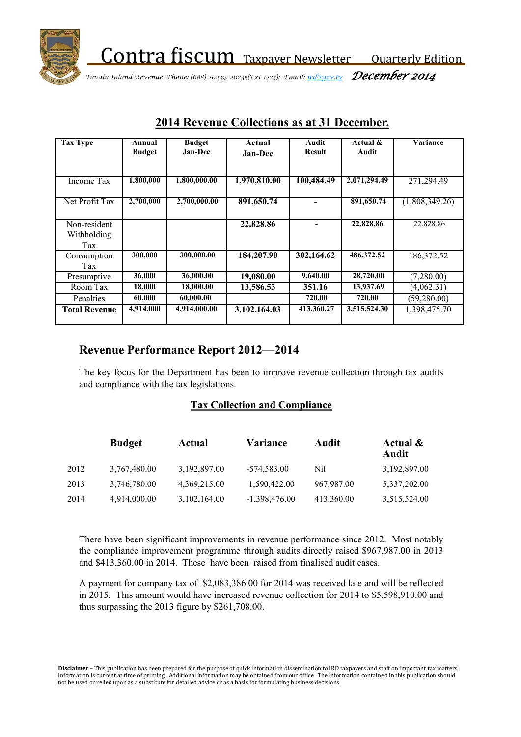# Contra fiscum Taxpayer Newsletter Quarterly Edition

*Tuvalu Inland Revenue Phone: (688) 20239, 20235(Ext 1235); Email: ird@gov.tv* ***December 2014***

## 2014 Revenue Collections as at 31 December.

| Tax Type | Annual Budget | Budget Jan-Dec | Actual Jan-Dec | Audit Result | Actual & Audit | Variance |
|---|---|---|---|---|---|---|
| Income Tax | **1,800,000** | **1,800,000.00** | **1,970,810.00** | **100,484.49** | **2,071,294.49** | 271,294.49 |
| Net Profit Tax | **2,700,000** | **2,700,000.00** | **891,650.74** | **-** | **891,650.74** | (1,808,349.26) |
| Non-resident Withholding Tax | | | **22,828.86** | **-** | **22,828.86** | 22,828.86 |
| Consumption Tax | **300,000** | **300,000.00** | **184,207.90** | **302,164.62** | **486,372.52** | 186,372.52 |
| Presumptive | **36,000** | **36,000.00** | **19,080.00** | **9,640.00** | **28,720.00** | (7,280.00) |
| Room Tax | **18,000** | **18,000.00** | **13,586.53** | **351.16** | **13,937.69** | (4,062.31) |
| Penalties | **60,000** | **60,000.00** | | **720.00** | **720.00** | (59,280.00) |
| **Total Revenue** | **4,914,000** | **4,914,000.00** | **3,102,164.03** | **413,360.27** | **3,515,524.30** | 1,398,475.70 |

## Revenue Performance Report 2012—2014

The key focus for the Department has been to improve revenue collection through tax audits and compliance with the tax legislations.

### Tax Collection and Compliance

| | **Budget** | **Actual** | **Variance** | **Audit** | **Actual & Audit** |
|---|---|---|---|---|---|
| 2012 | 3,767,480.00 | 3,192,897.00 | -574,583.00 | Nil | 3,192,897.00 |
| 2013 | 3,746,780.00 | 4,369,215.00 | 1,590,422.00 | 967,987.00 | 5,337,202.00 |
| 2014 | 4,914,000.00 | 3,102,164.00 | -1,398,476.00 | 413,360.00 | 3,515,524.00 |

There have been significant improvements in revenue performance since 2012. Most notably the compliance improvement programme through audits directly raised $967,987.00 in 2013 and $413,360.00 in 2014. These have been raised from finalised audit cases.

A payment for company tax of $2,083,386.00 for 2014 was received late and will be reflected in 2015. This amount would have increased revenue collection for 2014 to $5,598,910.00 and thus surpassing the 2013 figure by $261,708.00.

**Disclaimer** – This publication has been prepared for the purpose of quick information dissemination to IRD taxpayers and staff on important tax matters. Information is current at time of printing. Additional information may be obtained from our office. The information contained in this publication should not be used or relied upon as a substitute for detailed advice or as a basis for formulating business decisions.